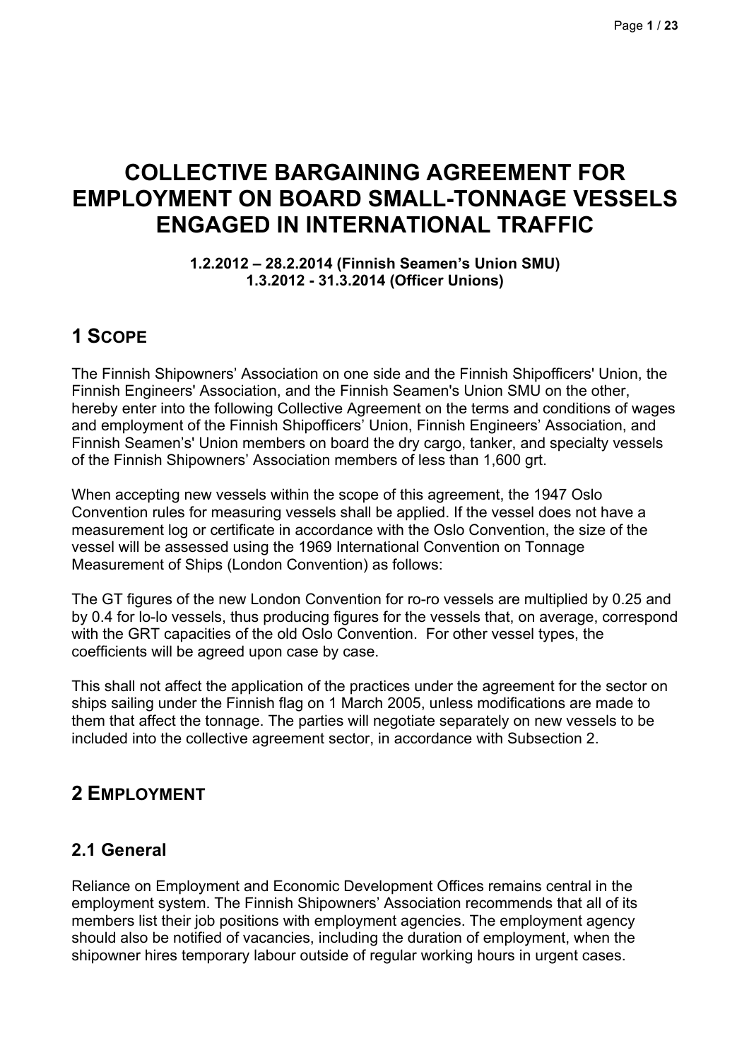# COLLECTIVE BARGAINING AGREEMENT FOR EMPLOYMENT ON BOARD SMALL-TONNAGE VESSELS ENGAGED IN INTERNATIONAL TRAFFIC

**1.2.2012 – 28.2.2014 (Finnish Seamen's Union SMU)**
**1.3.2012 - 31.3.2014 (Officer Unions)**

## 1 Scope

The Finnish Shipowners' Association on one side and the Finnish Shipofficers' Union, the Finnish Engineers' Association, and the Finnish Seamen's Union SMU on the other, hereby enter into the following Collective Agreement on the terms and conditions of wages and employment of the Finnish Shipofficers' Union, Finnish Engineers' Association, and Finnish Seamen's' Union members on board the dry cargo, tanker, and specialty vessels of the Finnish Shipowners' Association members of less than 1,600 grt.

When accepting new vessels within the scope of this agreement, the 1947 Oslo Convention rules for measuring vessels shall be applied. If the vessel does not have a measurement log or certificate in accordance with the Oslo Convention, the size of the vessel will be assessed using the 1969 International Convention on Tonnage Measurement of Ships (London Convention) as follows:

The GT figures of the new London Convention for ro-ro vessels are multiplied by 0.25 and by 0.4 for lo-lo vessels, thus producing figures for the vessels that, on average, correspond with the GRT capacities of the old Oslo Convention. For other vessel types, the coefficients will be agreed upon case by case.

This shall not affect the application of the practices under the agreement for the sector on ships sailing under the Finnish flag on 1 March 2005, unless modifications are made to them that affect the tonnage. The parties will negotiate separately on new vessels to be included into the collective agreement sector, in accordance with Subsection 2.

## 2 Employment

### 2.1 General

Reliance on Employment and Economic Development Offices remains central in the employment system. The Finnish Shipowners' Association recommends that all of its members list their job positions with employment agencies. The employment agency should also be notified of vacancies, including the duration of employment, when the shipowner hires temporary labour outside of regular working hours in urgent cases.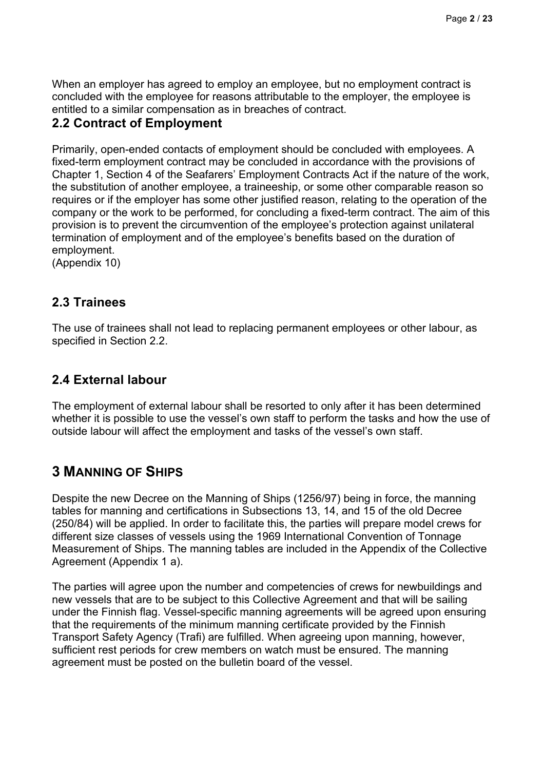When an employer has agreed to employ an employee, but no employment contract is concluded with the employee for reasons attributable to the employer, the employee is entitled to a similar compensation as in breaches of contract.

### 2.2 Contract of Employment

Primarily, open-ended contacts of employment should be concluded with employees. A fixed-term employment contract may be concluded in accordance with the provisions of Chapter 1, Section 4 of the Seafarers' Employment Contracts Act if the nature of the work, the substitution of another employee, a traineeship, or some other comparable reason so requires or if the employer has some other justified reason, relating to the operation of the company or the work to be performed, for concluding a fixed-term contract. The aim of this provision is to prevent the circumvention of the employee's protection against unilateral termination of employment and of the employee's benefits based on the duration of employment.
(Appendix 10)

### 2.3 Trainees

The use of trainees shall not lead to replacing permanent employees or other labour, as specified in Section 2.2.

### 2.4 External labour

The employment of external labour shall be resorted to only after it has been determined whether it is possible to use the vessel's own staff to perform the tasks and how the use of outside labour will affect the employment and tasks of the vessel's own staff.

## 3 Manning of Ships

Despite the new Decree on the Manning of Ships (1256/97) being in force, the manning tables for manning and certifications in Subsections 13, 14, and 15 of the old Decree (250/84) will be applied. In order to facilitate this, the parties will prepare model crews for different size classes of vessels using the 1969 International Convention of Tonnage Measurement of Ships. The manning tables are included in the Appendix of the Collective Agreement (Appendix 1 a).

The parties will agree upon the number and competencies of crews for newbuildings and new vessels that are to be subject to this Collective Agreement and that will be sailing under the Finnish flag. Vessel-specific manning agreements will be agreed upon ensuring that the requirements of the minimum manning certificate provided by the Finnish Transport Safety Agency (Trafi) are fulfilled. When agreeing upon manning, however, sufficient rest periods for crew members on watch must be ensured. The manning agreement must be posted on the bulletin board of the vessel.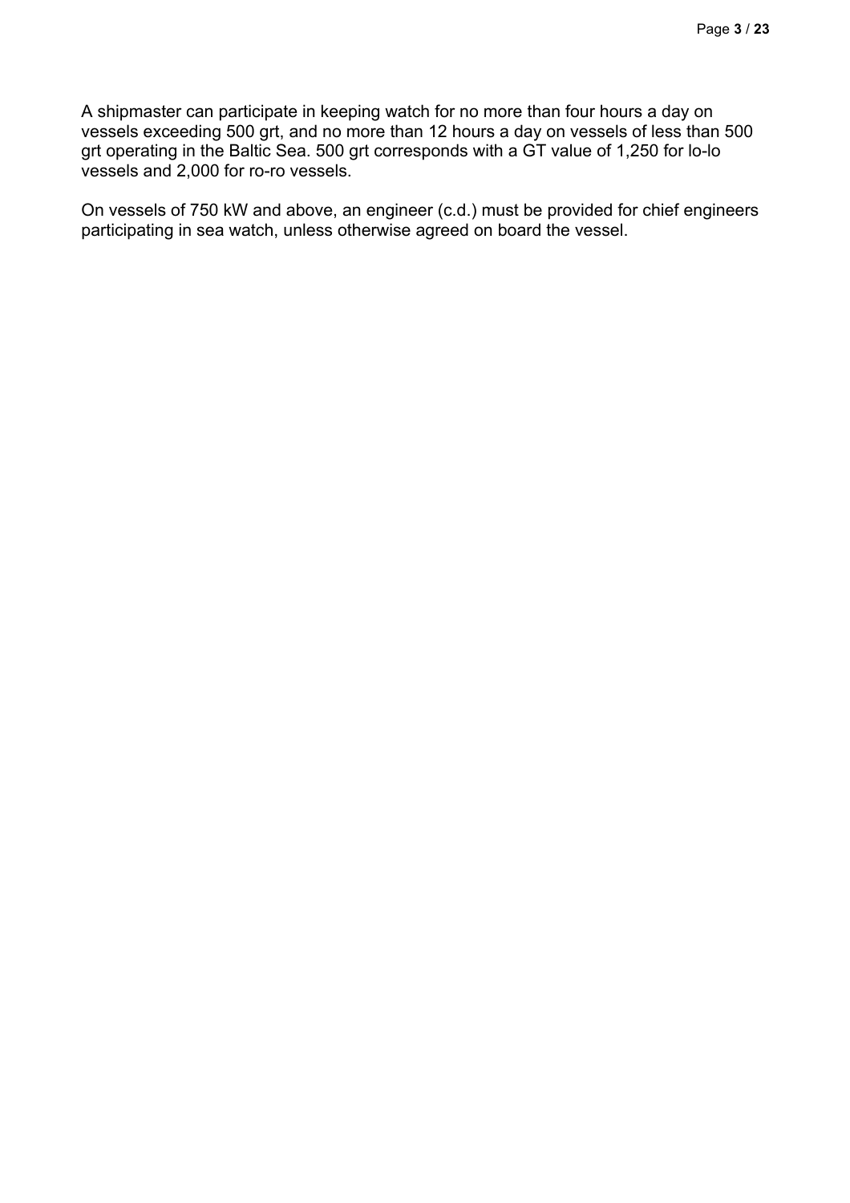A shipmaster can participate in keeping watch for no more than four hours a day on vessels exceeding 500 grt, and no more than 12 hours a day on vessels of less than 500 grt operating in the Baltic Sea. 500 grt corresponds with a GT value of 1,250 for lo-lo vessels and 2,000 for ro-ro vessels.

On vessels of 750 kW and above, an engineer (c.d.) must be provided for chief engineers participating in sea watch, unless otherwise agreed on board the vessel.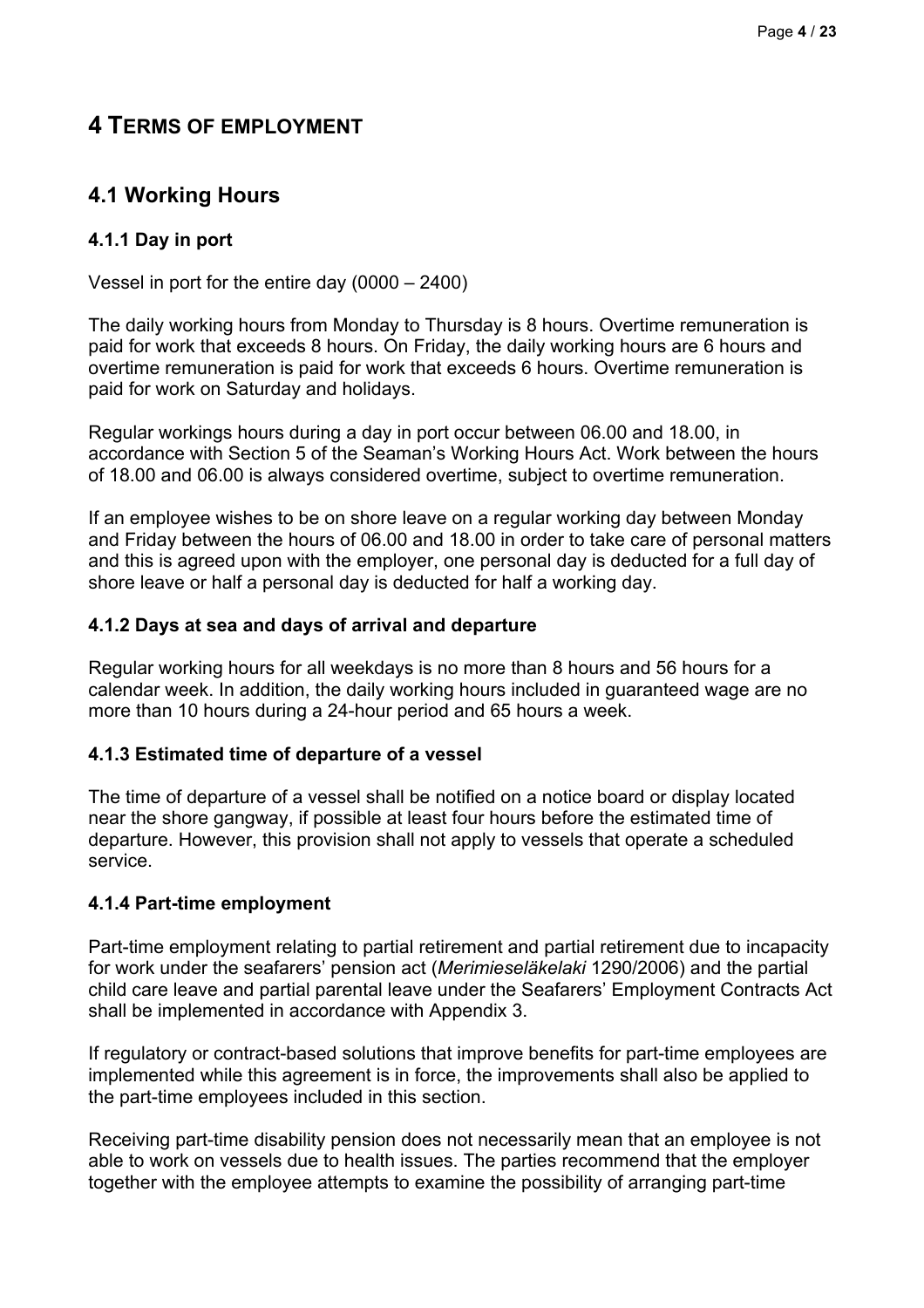# 4 TERMS OF EMPLOYMENT

## 4.1 Working Hours

### 4.1.1 Day in port

Vessel in port for the entire day (0000 – 2400)

The daily working hours from Monday to Thursday is 8 hours. Overtime remuneration is paid for work that exceeds 8 hours. On Friday, the daily working hours are 6 hours and overtime remuneration is paid for work that exceeds 6 hours. Overtime remuneration is paid for work on Saturday and holidays.

Regular workings hours during a day in port occur between 06.00 and 18.00, in accordance with Section 5 of the Seaman's Working Hours Act. Work between the hours of 18.00 and 06.00 is always considered overtime, subject to overtime remuneration.

If an employee wishes to be on shore leave on a regular working day between Monday and Friday between the hours of 06.00 and 18.00 in order to take care of personal matters and this is agreed upon with the employer, one personal day is deducted for a full day of shore leave or half a personal day is deducted for half a working day.

### 4.1.2 Days at sea and days of arrival and departure

Regular working hours for all weekdays is no more than 8 hours and 56 hours for a calendar week. In addition, the daily working hours included in guaranteed wage are no more than 10 hours during a 24-hour period and 65 hours a week.

### 4.1.3 Estimated time of departure of a vessel

The time of departure of a vessel shall be notified on a notice board or display located near the shore gangway, if possible at least four hours before the estimated time of departure. However, this provision shall not apply to vessels that operate a scheduled service.

### 4.1.4 Part-time employment

Part-time employment relating to partial retirement and partial retirement due to incapacity for work under the seafarers' pension act (*Merimieseläkelaki* 1290/2006) and the partial child care leave and partial parental leave under the Seafarers' Employment Contracts Act shall be implemented in accordance with Appendix 3.

If regulatory or contract-based solutions that improve benefits for part-time employees are implemented while this agreement is in force, the improvements shall also be applied to the part-time employees included in this section.

Receiving part-time disability pension does not necessarily mean that an employee is not able to work on vessels due to health issues. The parties recommend that the employer together with the employee attempts to examine the possibility of arranging part-time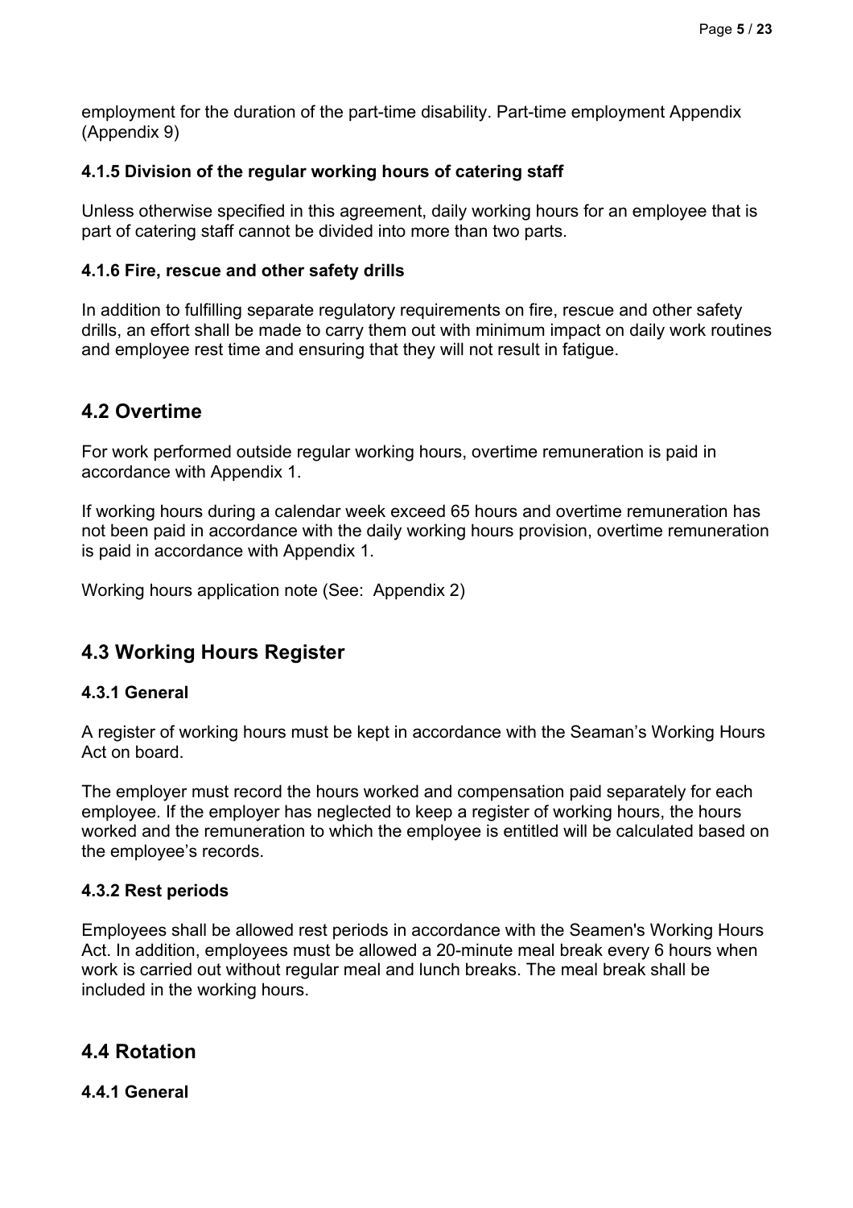employment for the duration of the part-time disability. Part-time employment Appendix (Appendix 9)

#### 4.1.5 Division of the regular working hours of catering staff

Unless otherwise specified in this agreement, daily working hours for an employee that is part of catering staff cannot be divided into more than two parts.

#### 4.1.6 Fire, rescue and other safety drills

In addition to fulfilling separate regulatory requirements on fire, rescue and other safety drills, an effort shall be made to carry them out with minimum impact on daily work routines and employee rest time and ensuring that they will not result in fatigue.

## 4.2 Overtime

For work performed outside regular working hours, overtime remuneration is paid in accordance with Appendix 1.

If working hours during a calendar week exceed 65 hours and overtime remuneration has not been paid in accordance with the daily working hours provision, overtime remuneration is paid in accordance with Appendix 1.

Working hours application note (See: Appendix 2)

## 4.3 Working Hours Register

#### 4.3.1 General

A register of working hours must be kept in accordance with the Seaman's Working Hours Act on board.

The employer must record the hours worked and compensation paid separately for each employee. If the employer has neglected to keep a register of working hours, the hours worked and the remuneration to which the employee is entitled will be calculated based on the employee's records.

#### 4.3.2 Rest periods

Employees shall be allowed rest periods in accordance with the Seamen's Working Hours Act. In addition, employees must be allowed a 20-minute meal break every 6 hours when work is carried out without regular meal and lunch breaks. The meal break shall be included in the working hours.

## 4.4 Rotation

#### 4.4.1 General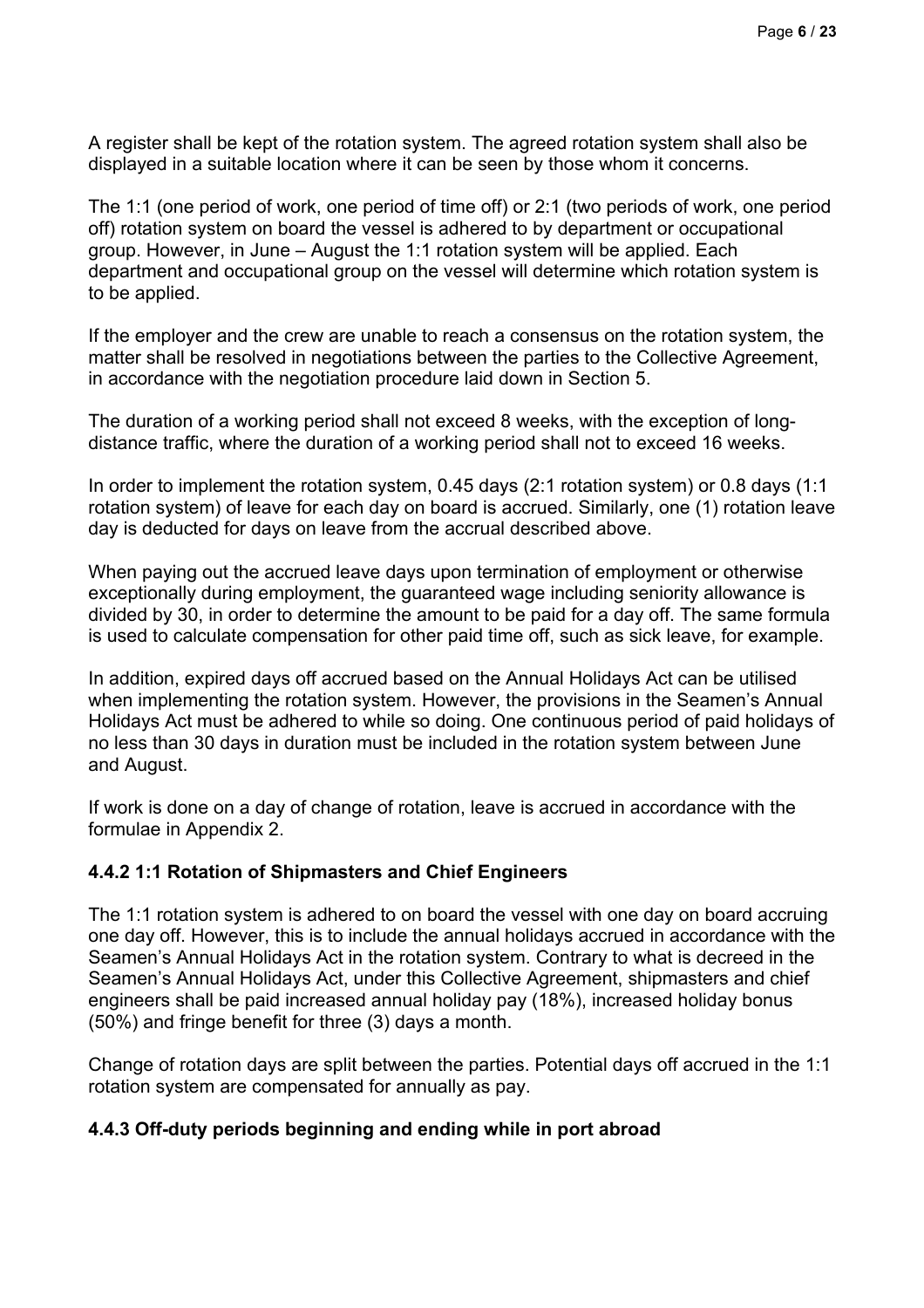A register shall be kept of the rotation system. The agreed rotation system shall also be displayed in a suitable location where it can be seen by those whom it concerns.

The 1:1 (one period of work, one period of time off) or 2:1 (two periods of work, one period off) rotation system on board the vessel is adhered to by department or occupational group. However, in June – August the 1:1 rotation system will be applied. Each department and occupational group on the vessel will determine which rotation system is to be applied.

If the employer and the crew are unable to reach a consensus on the rotation system, the matter shall be resolved in negotiations between the parties to the Collective Agreement, in accordance with the negotiation procedure laid down in Section 5.

The duration of a working period shall not exceed 8 weeks, with the exception of long-distance traffic, where the duration of a working period shall not to exceed 16 weeks.

In order to implement the rotation system, 0.45 days (2:1 rotation system) or 0.8 days (1:1 rotation system) of leave for each day on board is accrued. Similarly, one (1) rotation leave day is deducted for days on leave from the accrual described above.

When paying out the accrued leave days upon termination of employment or otherwise exceptionally during employment, the guaranteed wage including seniority allowance is divided by 30, in order to determine the amount to be paid for a day off. The same formula is used to calculate compensation for other paid time off, such as sick leave, for example.

In addition, expired days off accrued based on the Annual Holidays Act can be utilised when implementing the rotation system. However, the provisions in the Seamen's Annual Holidays Act must be adhered to while so doing. One continuous period of paid holidays of no less than 30 days in duration must be included in the rotation system between June and August.

If work is done on a day of change of rotation, leave is accrued in accordance with the formulae in Appendix 2.

#### 4.4.2 1:1 Rotation of Shipmasters and Chief Engineers

The 1:1 rotation system is adhered to on board the vessel with one day on board accruing one day off. However, this is to include the annual holidays accrued in accordance with the Seamen's Annual Holidays Act in the rotation system. Contrary to what is decreed in the Seamen's Annual Holidays Act, under this Collective Agreement, shipmasters and chief engineers shall be paid increased annual holiday pay (18%), increased holiday bonus (50%) and fringe benefit for three (3) days a month.

Change of rotation days are split between the parties. Potential days off accrued in the 1:1 rotation system are compensated for annually as pay.

#### 4.4.3 Off-duty periods beginning and ending while in port abroad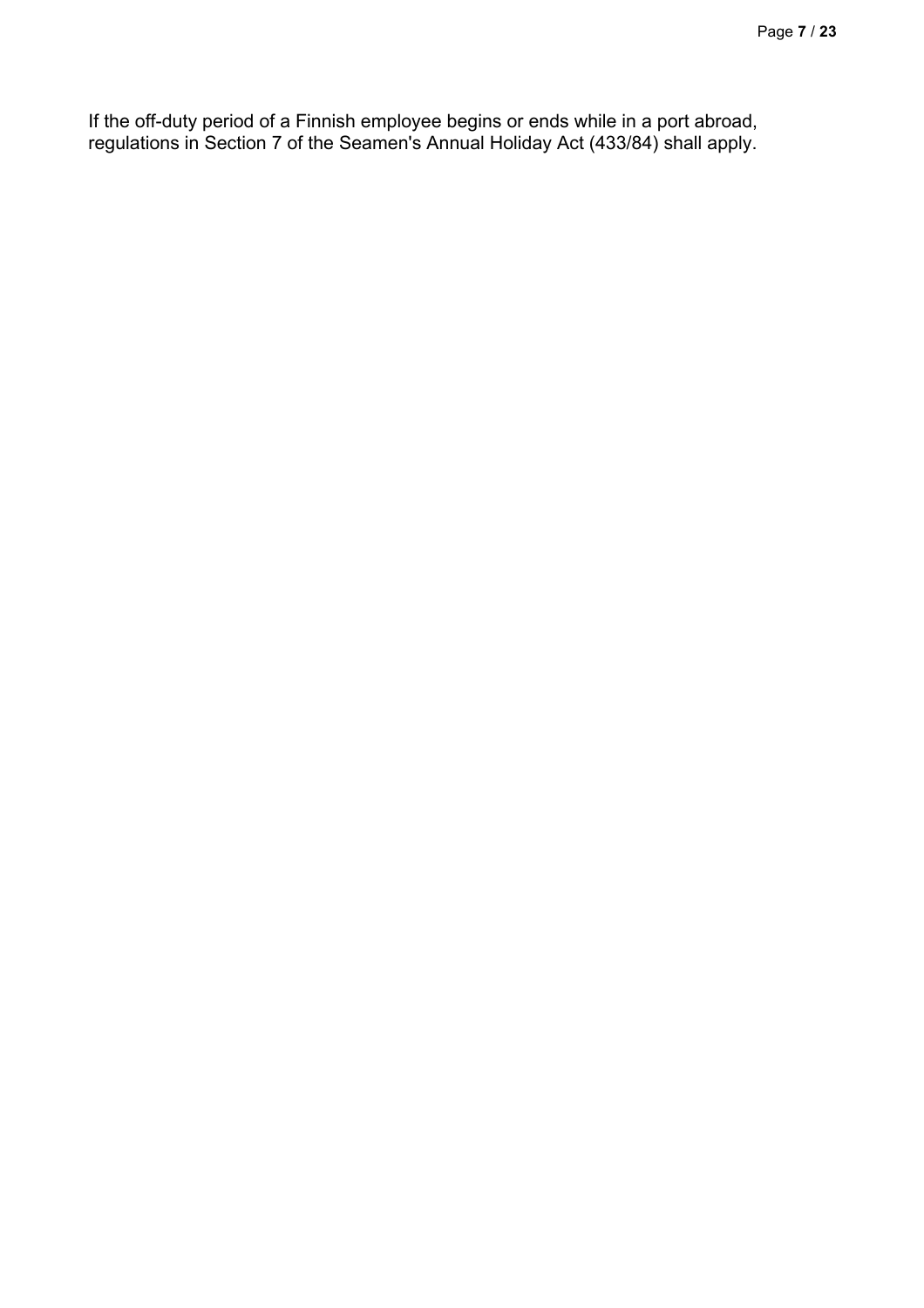If the off-duty period of a Finnish employee begins or ends while in a port abroad, regulations in Section 7 of the Seamen's Annual Holiday Act (433/84) shall apply.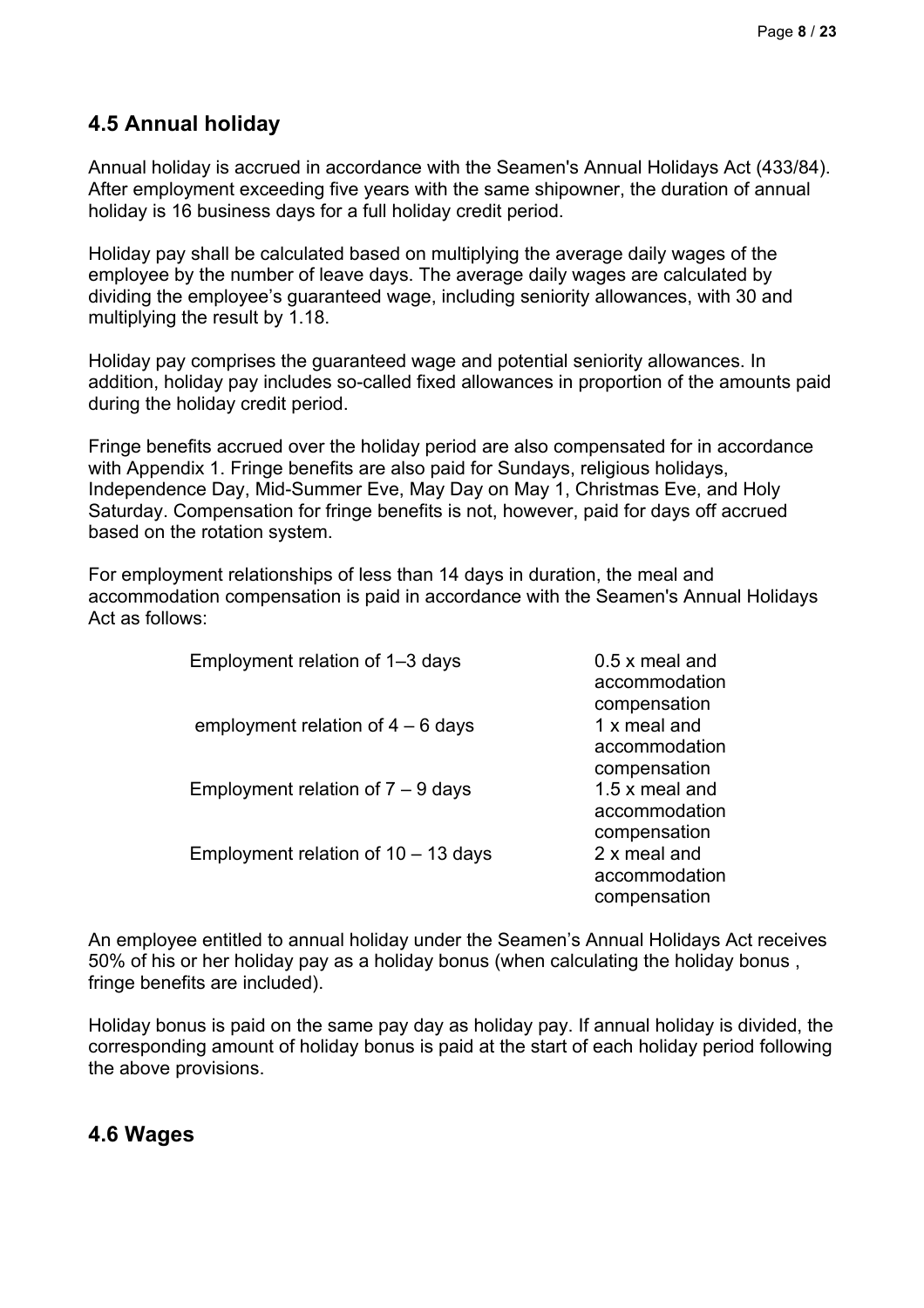## 4.5 Annual holiday

Annual holiday is accrued in accordance with the Seamen's Annual Holidays Act (433/84). After employment exceeding five years with the same shipowner, the duration of annual holiday is 16 business days for a full holiday credit period.

Holiday pay shall be calculated based on multiplying the average daily wages of the employee by the number of leave days. The average daily wages are calculated by dividing the employee's guaranteed wage, including seniority allowances, with 30 and multiplying the result by 1.18.

Holiday pay comprises the guaranteed wage and potential seniority allowances. In addition, holiday pay includes so-called fixed allowances in proportion of the amounts paid during the holiday credit period.

Fringe benefits accrued over the holiday period are also compensated for in accordance with Appendix 1. Fringe benefits are also paid for Sundays, religious holidays, Independence Day, Mid-Summer Eve, May Day on May 1, Christmas Eve, and Holy Saturday. Compensation for fringe benefits is not, however, paid for days off accrued based on the rotation system.

For employment relationships of less than 14 days in duration, the meal and accommodation compensation is paid in accordance with the Seamen's Annual Holidays Act as follows:

| | |
|---|---|
| Employment relation of 1–3 days | 0.5 x meal and accommodation compensation |
| employment relation of 4 – 6 days | 1 x meal and accommodation compensation |
| Employment relation of 7 – 9 days | 1.5 x meal and accommodation compensation |
| Employment relation of 10 – 13 days | 2 x meal and accommodation compensation |

An employee entitled to annual holiday under the Seamen's Annual Holidays Act receives 50% of his or her holiday pay as a holiday bonus (when calculating the holiday bonus , fringe benefits are included).

Holiday bonus is paid on the same pay day as holiday pay. If annual holiday is divided, the corresponding amount of holiday bonus is paid at the start of each holiday period following the above provisions.

## 4.6 Wages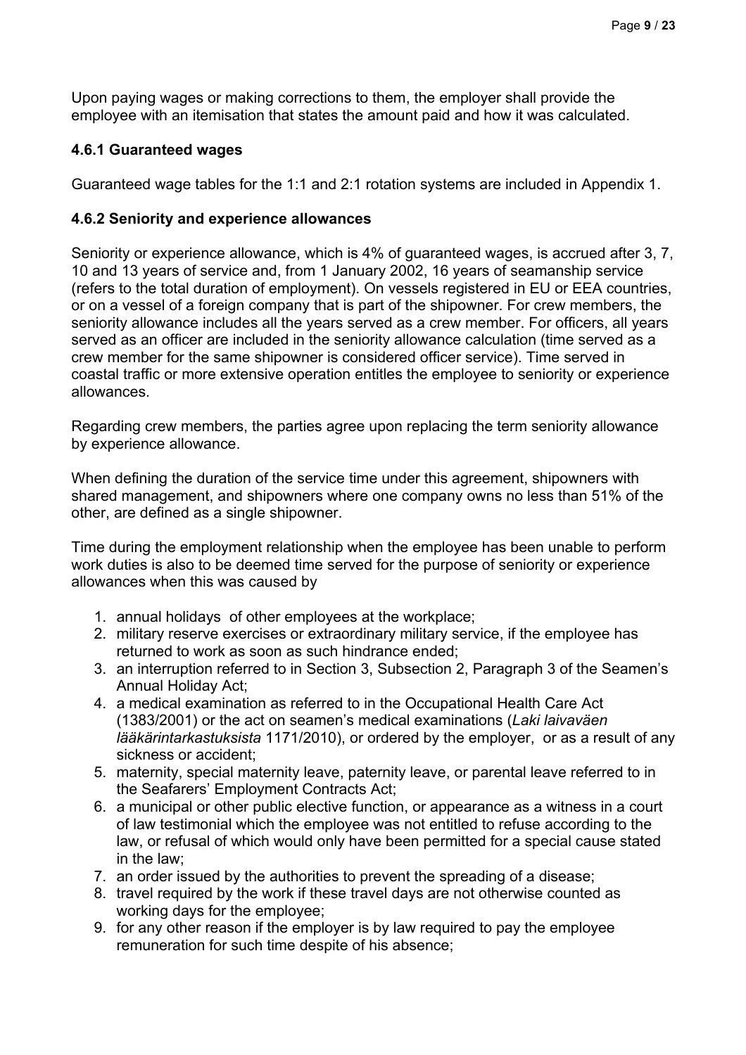Upon paying wages or making corrections to them, the employer shall provide the employee with an itemisation that states the amount paid and how it was calculated.

### 4.6.1 Guaranteed wages

Guaranteed wage tables for the 1:1 and 2:1 rotation systems are included in Appendix 1.

### 4.6.2 Seniority and experience allowances

Seniority or experience allowance, which is 4% of guaranteed wages, is accrued after 3, 7, 10 and 13 years of service and, from 1 January 2002, 16 years of seamanship service (refers to the total duration of employment). On vessels registered in EU or EEA countries, or on a vessel of a foreign company that is part of the shipowner. For crew members, the seniority allowance includes all the years served as a crew member. For officers, all years served as an officer are included in the seniority allowance calculation (time served as a crew member for the same shipowner is considered officer service). Time served in coastal traffic or more extensive operation entitles the employee to seniority or experience allowances.

Regarding crew members, the parties agree upon replacing the term seniority allowance by experience allowance.

When defining the duration of the service time under this agreement, shipowners with shared management, and shipowners where one company owns no less than 51% of the other, are defined as a single shipowner.

Time during the employment relationship when the employee has been unable to perform work duties is also to be deemed time served for the purpose of seniority or experience allowances when this was caused by

1. annual holidays of other employees at the workplace;
2. military reserve exercises or extraordinary military service, if the employee has returned to work as soon as such hindrance ended;
3. an interruption referred to in Section 3, Subsection 2, Paragraph 3 of the Seamen's Annual Holiday Act;
4. a medical examination as referred to in the Occupational Health Care Act (1383/2001) or the act on seamen's medical examinations (*Laki laivaväen lääkärintarkastuksista* 1171/2010), or ordered by the employer, or as a result of any sickness or accident;
5. maternity, special maternity leave, paternity leave, or parental leave referred to in the Seafarers' Employment Contracts Act;
6. a municipal or other public elective function, or appearance as a witness in a court of law testimonial which the employee was not entitled to refuse according to the law, or refusal of which would only have been permitted for a special cause stated in the law;
7. an order issued by the authorities to prevent the spreading of a disease;
8. travel required by the work if these travel days are not otherwise counted as working days for the employee;
9. for any other reason if the employer is by law required to pay the employee remuneration for such time despite of his absence;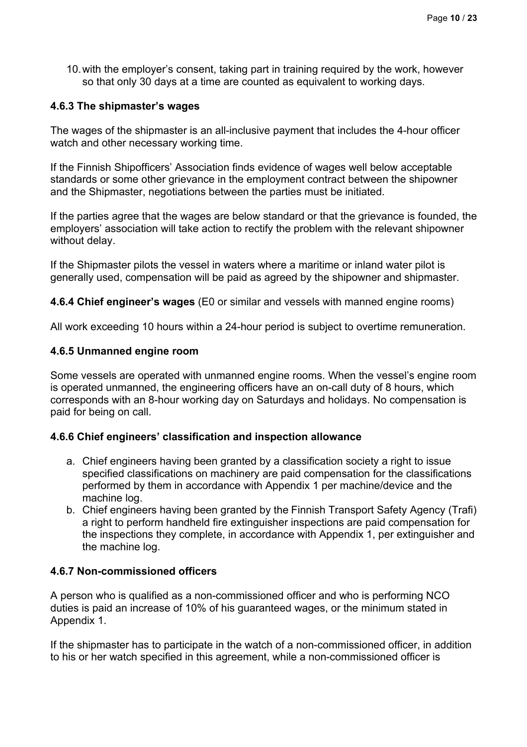10. with the employer's consent, taking part in training required by the work, however so that only 30 days at a time are counted as equivalent to working days.

#### 4.6.3 The shipmaster's wages

The wages of the shipmaster is an all-inclusive payment that includes the 4-hour officer watch and other necessary working time.

If the Finnish Shipofficers' Association finds evidence of wages well below acceptable standards or some other grievance in the employment contract between the shipowner and the Shipmaster, negotiations between the parties must be initiated.

If the parties agree that the wages are below standard or that the grievance is founded, the employers' association will take action to rectify the problem with the relevant shipowner without delay.

If the Shipmaster pilots the vessel in waters where a maritime or inland water pilot is generally used, compensation will be paid as agreed by the shipowner and shipmaster.

#### 4.6.4 Chief engineer's wages (E0 or similar and vessels with manned engine rooms)

All work exceeding 10 hours within a 24-hour period is subject to overtime remuneration.

#### 4.6.5 Unmanned engine room

Some vessels are operated with unmanned engine rooms. When the vessel's engine room is operated unmanned, the engineering officers have an on-call duty of 8 hours, which corresponds with an 8-hour working day on Saturdays and holidays. No compensation is paid for being on call.

#### 4.6.6 Chief engineers' classification and inspection allowance

a. Chief engineers having been granted by a classification society a right to issue specified classifications on machinery are paid compensation for the classifications performed by them in accordance with Appendix 1 per machine/device and the machine log.
b. Chief engineers having been granted by the Finnish Transport Safety Agency (Trafi) a right to perform handheld fire extinguisher inspections are paid compensation for the inspections they complete, in accordance with Appendix 1, per extinguisher and the machine log.

#### 4.6.7 Non-commissioned officers

A person who is qualified as a non-commissioned officer and who is performing NCO duties is paid an increase of 10% of his guaranteed wages, or the minimum stated in Appendix 1.

If the shipmaster has to participate in the watch of a non-commissioned officer, in addition to his or her watch specified in this agreement, while a non-commissioned officer is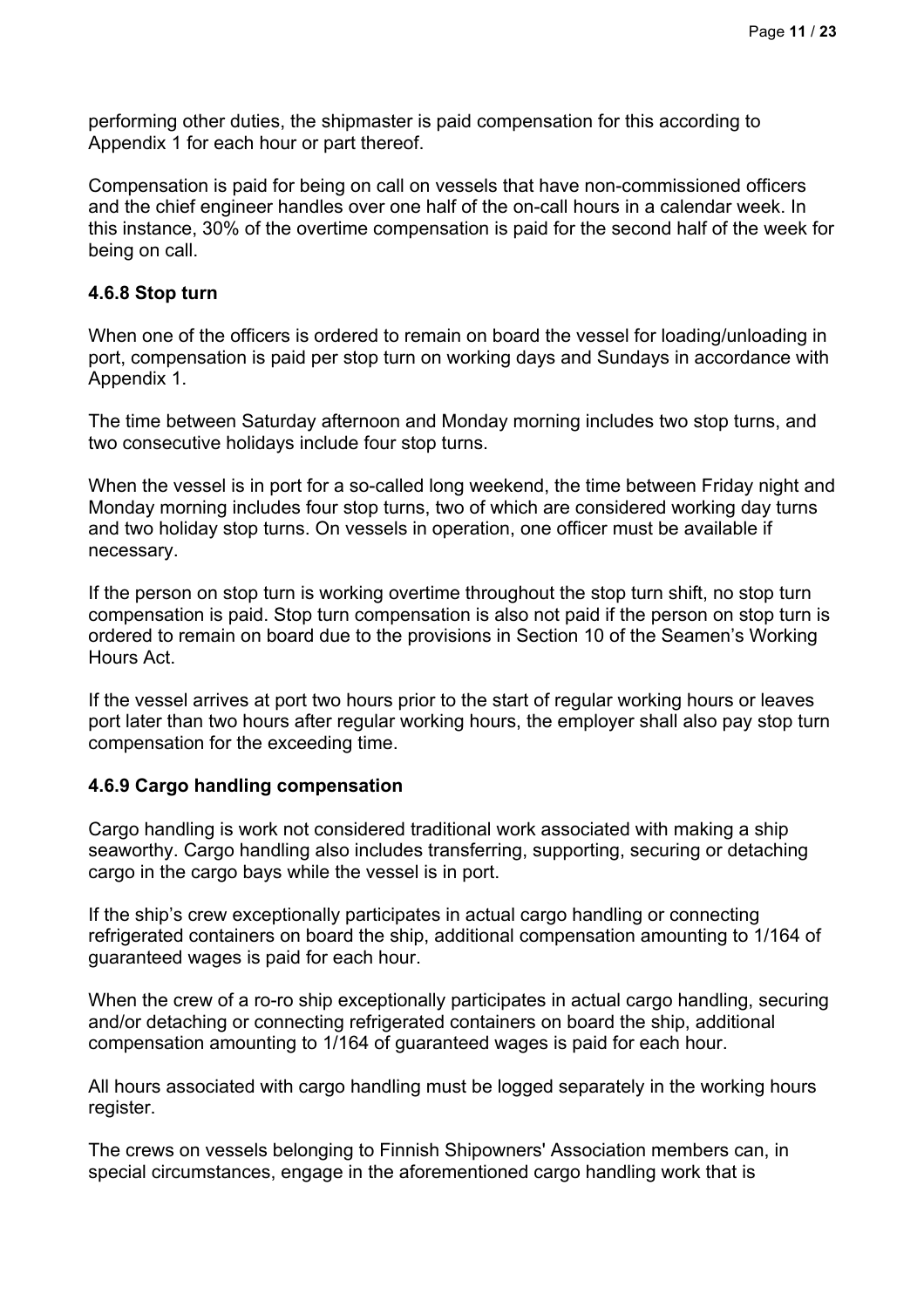performing other duties, the shipmaster is paid compensation for this according to Appendix 1 for each hour or part thereof.

Compensation is paid for being on call on vessels that have non-commissioned officers and the chief engineer handles over one half of the on-call hours in a calendar week. In this instance, 30% of the overtime compensation is paid for the second half of the week for being on call.

#### 4.6.8 Stop turn

When one of the officers is ordered to remain on board the vessel for loading/unloading in port, compensation is paid per stop turn on working days and Sundays in accordance with Appendix 1.

The time between Saturday afternoon and Monday morning includes two stop turns, and two consecutive holidays include four stop turns.

When the vessel is in port for a so-called long weekend, the time between Friday night and Monday morning includes four stop turns, two of which are considered working day turns and two holiday stop turns. On vessels in operation, one officer must be available if necessary.

If the person on stop turn is working overtime throughout the stop turn shift, no stop turn compensation is paid. Stop turn compensation is also not paid if the person on stop turn is ordered to remain on board due to the provisions in Section 10 of the Seamen's Working Hours Act.

If the vessel arrives at port two hours prior to the start of regular working hours or leaves port later than two hours after regular working hours, the employer shall also pay stop turn compensation for the exceeding time.

#### 4.6.9 Cargo handling compensation

Cargo handling is work not considered traditional work associated with making a ship seaworthy. Cargo handling also includes transferring, supporting, securing or detaching cargo in the cargo bays while the vessel is in port.

If the ship's crew exceptionally participates in actual cargo handling or connecting refrigerated containers on board the ship, additional compensation amounting to 1/164 of guaranteed wages is paid for each hour.

When the crew of a ro-ro ship exceptionally participates in actual cargo handling, securing and/or detaching or connecting refrigerated containers on board the ship, additional compensation amounting to 1/164 of guaranteed wages is paid for each hour.

All hours associated with cargo handling must be logged separately in the working hours register.

The crews on vessels belonging to Finnish Shipowners' Association members can, in special circumstances, engage in the aforementioned cargo handling work that is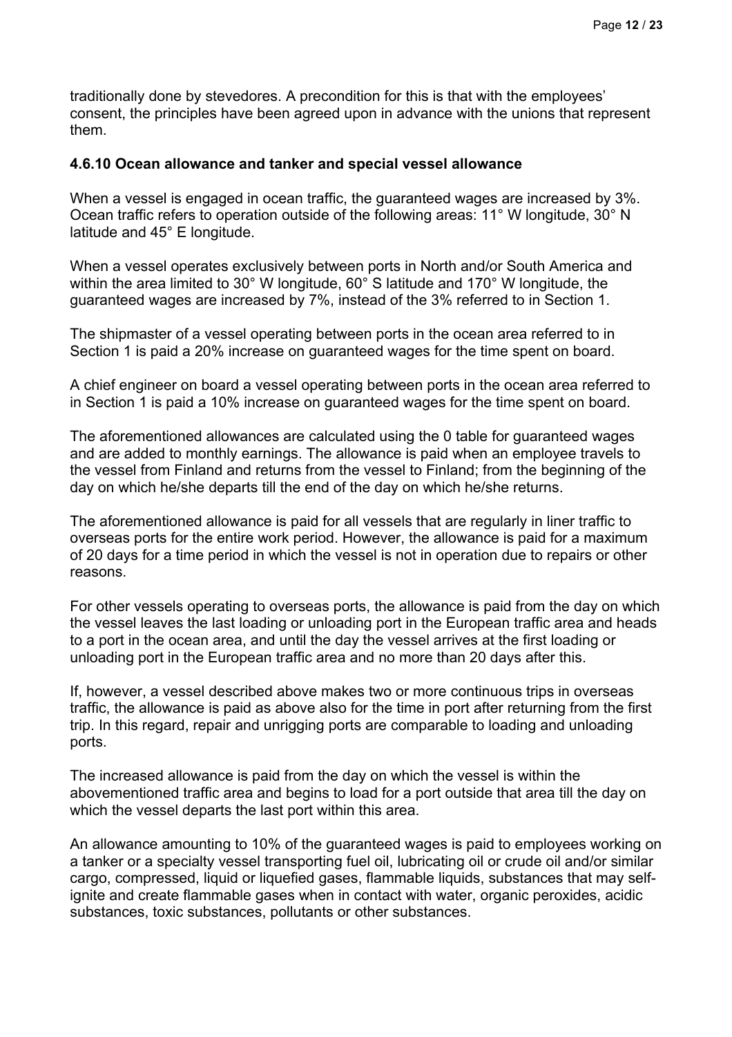traditionally done by stevedores. A precondition for this is that with the employees' consent, the principles have been agreed upon in advance with the unions that represent them.

#### 4.6.10 Ocean allowance and tanker and special vessel allowance

When a vessel is engaged in ocean traffic, the guaranteed wages are increased by 3%. Ocean traffic refers to operation outside of the following areas: 11° W longitude, 30° N latitude and 45° E longitude.

When a vessel operates exclusively between ports in North and/or South America and within the area limited to 30° W longitude, 60° S latitude and 170° W longitude, the guaranteed wages are increased by 7%, instead of the 3% referred to in Section 1.

The shipmaster of a vessel operating between ports in the ocean area referred to in Section 1 is paid a 20% increase on guaranteed wages for the time spent on board.

A chief engineer on board a vessel operating between ports in the ocean area referred to in Section 1 is paid a 10% increase on guaranteed wages for the time spent on board.

The aforementioned allowances are calculated using the 0 table for guaranteed wages and are added to monthly earnings. The allowance is paid when an employee travels to the vessel from Finland and returns from the vessel to Finland; from the beginning of the day on which he/she departs till the end of the day on which he/she returns.

The aforementioned allowance is paid for all vessels that are regularly in liner traffic to overseas ports for the entire work period. However, the allowance is paid for a maximum of 20 days for a time period in which the vessel is not in operation due to repairs or other reasons.

For other vessels operating to overseas ports, the allowance is paid from the day on which the vessel leaves the last loading or unloading port in the European traffic area and heads to a port in the ocean area, and until the day the vessel arrives at the first loading or unloading port in the European traffic area and no more than 20 days after this.

If, however, a vessel described above makes two or more continuous trips in overseas traffic, the allowance is paid as above also for the time in port after returning from the first trip. In this regard, repair and unrigging ports are comparable to loading and unloading ports.

The increased allowance is paid from the day on which the vessel is within the abovementioned traffic area and begins to load for a port outside that area till the day on which the vessel departs the last port within this area.

An allowance amounting to 10% of the guaranteed wages is paid to employees working on a tanker or a specialty vessel transporting fuel oil, lubricating oil or crude oil and/or similar cargo, compressed, liquid or liquefied gases, flammable liquids, substances that may self-ignite and create flammable gases when in contact with water, organic peroxides, acidic substances, toxic substances, pollutants or other substances.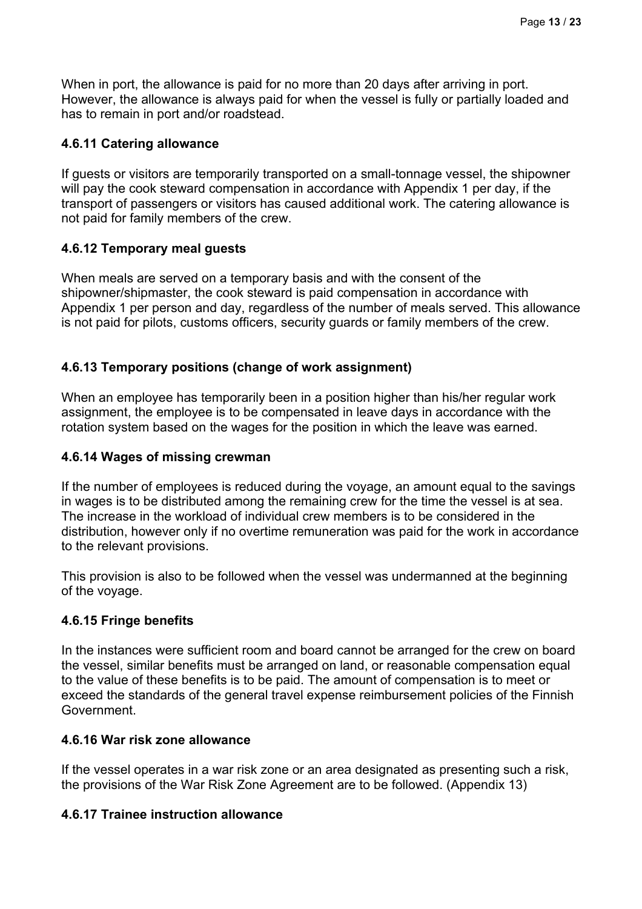When in port, the allowance is paid for no more than 20 days after arriving in port. However, the allowance is always paid for when the vessel is fully or partially loaded and has to remain in port and/or roadstead.

#### 4.6.11 Catering allowance

If guests or visitors are temporarily transported on a small-tonnage vessel, the shipowner will pay the cook steward compensation in accordance with Appendix 1 per day, if the transport of passengers or visitors has caused additional work. The catering allowance is not paid for family members of the crew.

#### 4.6.12 Temporary meal guests

When meals are served on a temporary basis and with the consent of the shipowner/shipmaster, the cook steward is paid compensation in accordance with Appendix 1 per person and day, regardless of the number of meals served. This allowance is not paid for pilots, customs officers, security guards or family members of the crew.

#### 4.6.13 Temporary positions (change of work assignment)

When an employee has temporarily been in a position higher than his/her regular work assignment, the employee is to be compensated in leave days in accordance with the rotation system based on the wages for the position in which the leave was earned.

#### 4.6.14 Wages of missing crewman

If the number of employees is reduced during the voyage, an amount equal to the savings in wages is to be distributed among the remaining crew for the time the vessel is at sea. The increase in the workload of individual crew members is to be considered in the distribution, however only if no overtime remuneration was paid for the work in accordance to the relevant provisions.

This provision is also to be followed when the vessel was undermanned at the beginning of the voyage.

#### 4.6.15 Fringe benefits

In the instances were sufficient room and board cannot be arranged for the crew on board the vessel, similar benefits must be arranged on land, or reasonable compensation equal to the value of these benefits is to be paid. The amount of compensation is to meet or exceed the standards of the general travel expense reimbursement policies of the Finnish Government.

#### 4.6.16 War risk zone allowance

If the vessel operates in a war risk zone or an area designated as presenting such a risk, the provisions of the War Risk Zone Agreement are to be followed. (Appendix 13)

#### 4.6.17 Trainee instruction allowance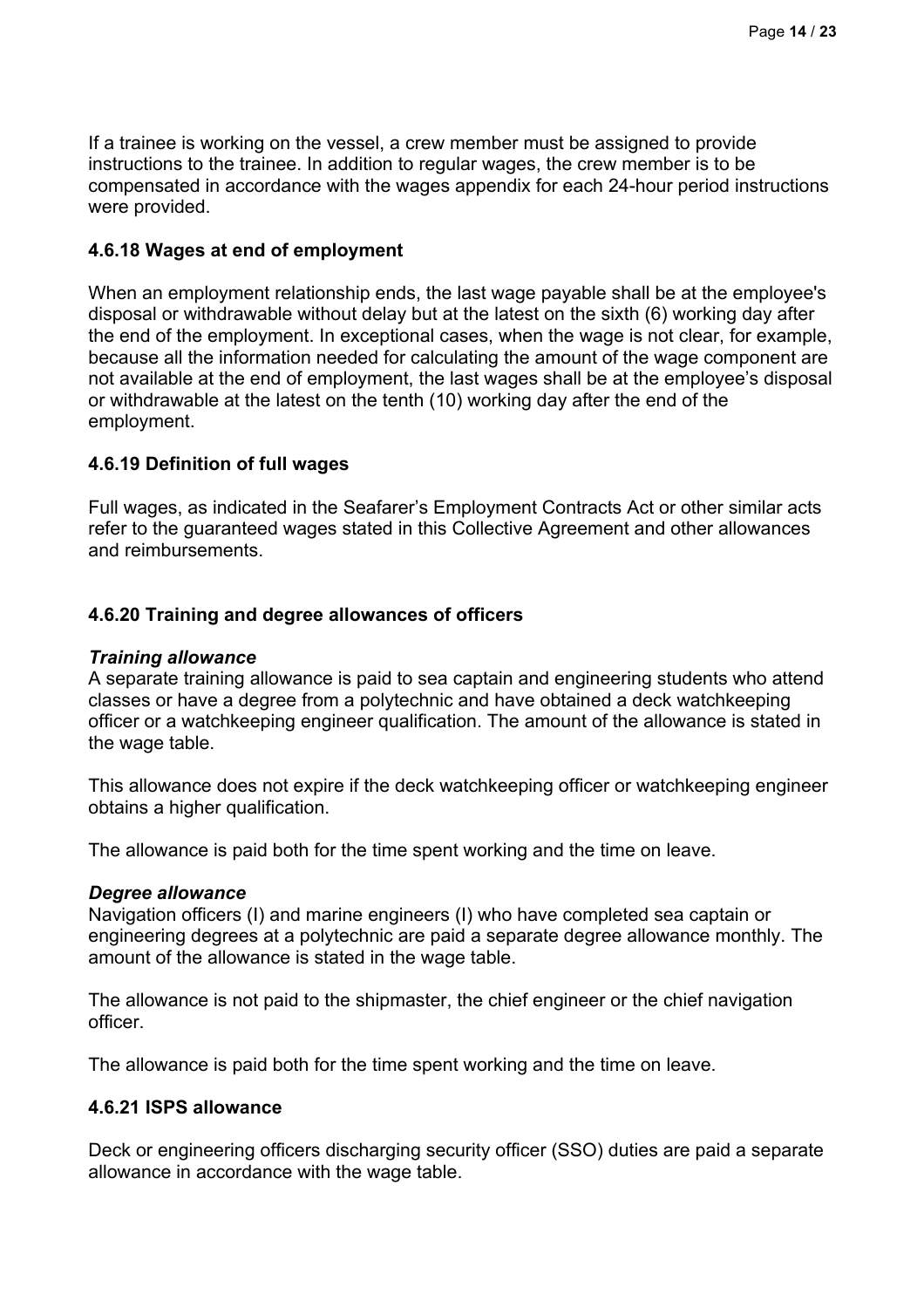If a trainee is working on the vessel, a crew member must be assigned to provide instructions to the trainee. In addition to regular wages, the crew member is to be compensated in accordance with the wages appendix for each 24-hour period instructions were provided.

### 4.6.18 Wages at end of employment

When an employment relationship ends, the last wage payable shall be at the employee's disposal or withdrawable without delay but at the latest on the sixth (6) working day after the end of the employment. In exceptional cases, when the wage is not clear, for example, because all the information needed for calculating the amount of the wage component are not available at the end of employment, the last wages shall be at the employee's disposal or withdrawable at the latest on the tenth (10) working day after the end of the employment.

### 4.6.19 Definition of full wages

Full wages, as indicated in the Seafarer's Employment Contracts Act or other similar acts refer to the guaranteed wages stated in this Collective Agreement and other allowances and reimbursements.

### 4.6.20 Training and degree allowances of officers

***Training allowance***
A separate training allowance is paid to sea captain and engineering students who attend classes or have a degree from a polytechnic and have obtained a deck watchkeeping officer or a watchkeeping engineer qualification. The amount of the allowance is stated in the wage table.

This allowance does not expire if the deck watchkeeping officer or watchkeeping engineer obtains a higher qualification.

The allowance is paid both for the time spent working and the time on leave.

***Degree allowance***
Navigation officers (I) and marine engineers (I) who have completed sea captain or engineering degrees at a polytechnic are paid a separate degree allowance monthly. The amount of the allowance is stated in the wage table.

The allowance is not paid to the shipmaster, the chief engineer or the chief navigation officer.

The allowance is paid both for the time spent working and the time on leave.

### 4.6.21 ISPS allowance

Deck or engineering officers discharging security officer (SSO) duties are paid a separate allowance in accordance with the wage table.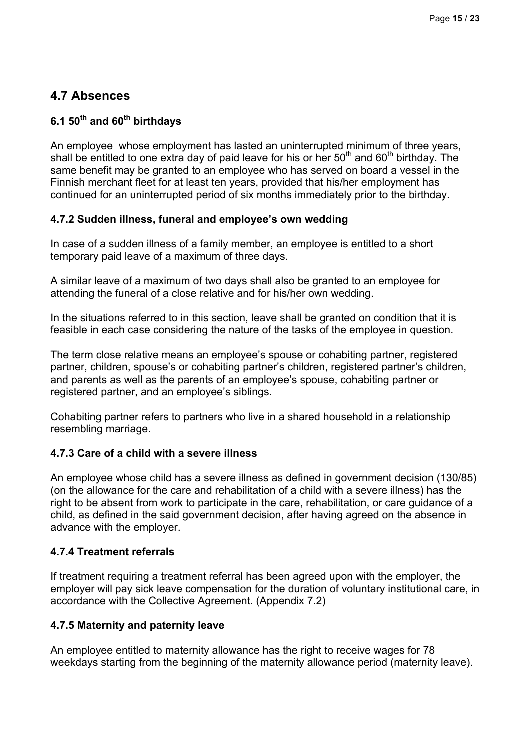## 4.7 Absences

### 6.1 50th and 60th birthdays

An employee whose employment has lasted an uninterrupted minimum of three years, shall be entitled to one extra day of paid leave for his or her 50th and 60th birthday. The same benefit may be granted to an employee who has served on board a vessel in the Finnish merchant fleet for at least ten years, provided that his/her employment has continued for an uninterrupted period of six months immediately prior to the birthday.

### 4.7.2 Sudden illness, funeral and employee's own wedding

In case of a sudden illness of a family member, an employee is entitled to a short temporary paid leave of a maximum of three days.

A similar leave of a maximum of two days shall also be granted to an employee for attending the funeral of a close relative and for his/her own wedding.

In the situations referred to in this section, leave shall be granted on condition that it is feasible in each case considering the nature of the tasks of the employee in question.

The term close relative means an employee's spouse or cohabiting partner, registered partner, children, spouse's or cohabiting partner's children, registered partner's children, and parents as well as the parents of an employee's spouse, cohabiting partner or registered partner, and an employee's siblings.

Cohabiting partner refers to partners who live in a shared household in a relationship resembling marriage.

### 4.7.3 Care of a child with a severe illness

An employee whose child has a severe illness as defined in government decision (130/85) (on the allowance for the care and rehabilitation of a child with a severe illness) has the right to be absent from work to participate in the care, rehabilitation, or care guidance of a child, as defined in the said government decision, after having agreed on the absence in advance with the employer.

### 4.7.4 Treatment referrals

If treatment requiring a treatment referral has been agreed upon with the employer, the employer will pay sick leave compensation for the duration of voluntary institutional care, in accordance with the Collective Agreement. (Appendix 7.2)

### 4.7.5 Maternity and paternity leave

An employee entitled to maternity allowance has the right to receive wages for 78 weekdays starting from the beginning of the maternity allowance period (maternity leave).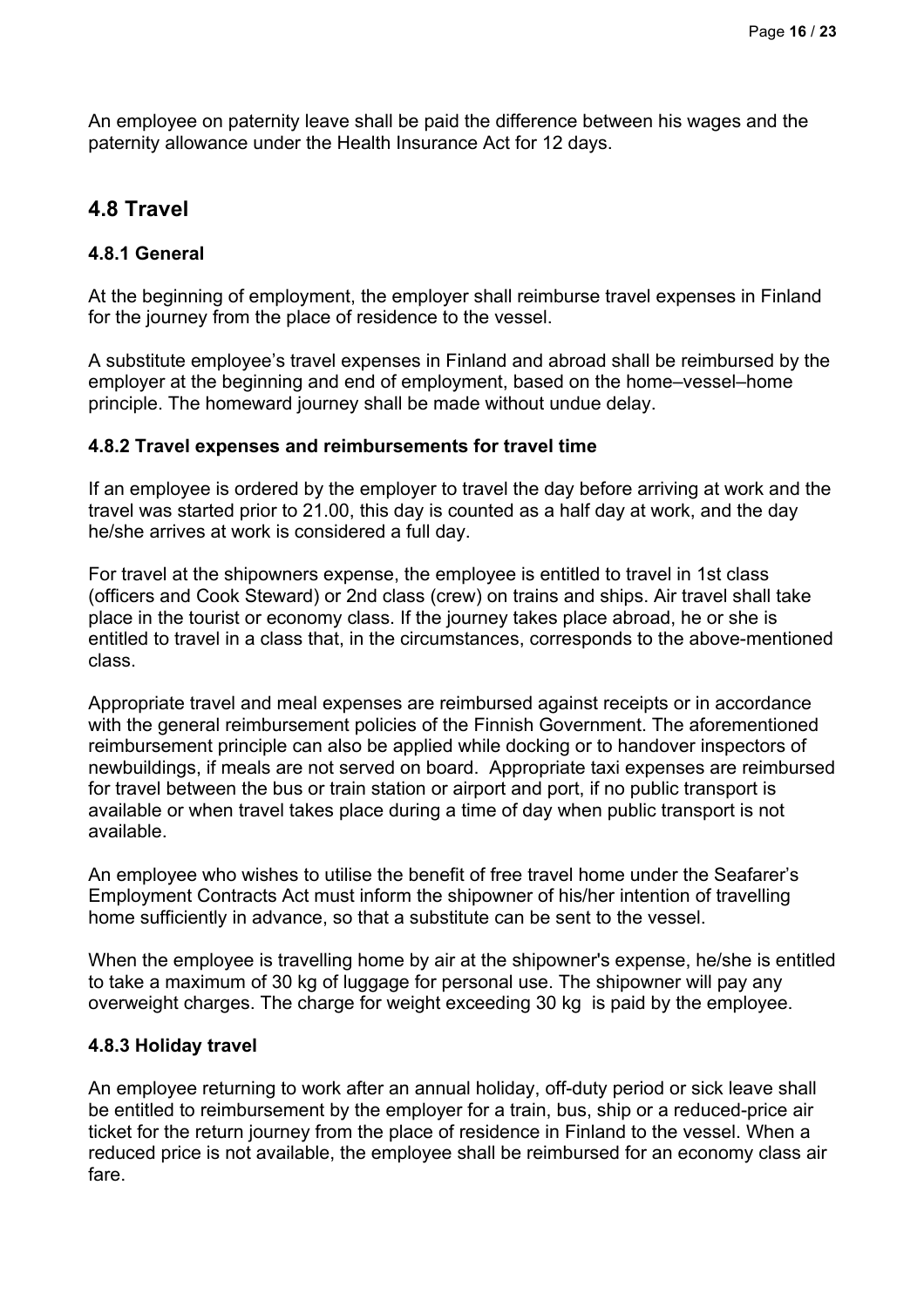An employee on paternity leave shall be paid the difference between his wages and the paternity allowance under the Health Insurance Act for 12 days.

## 4.8 Travel

### 4.8.1 General

At the beginning of employment, the employer shall reimburse travel expenses in Finland for the journey from the place of residence to the vessel.

A substitute employee's travel expenses in Finland and abroad shall be reimbursed by the employer at the beginning and end of employment, based on the home–vessel–home principle. The homeward journey shall be made without undue delay.

### 4.8.2 Travel expenses and reimbursements for travel time

If an employee is ordered by the employer to travel the day before arriving at work and the travel was started prior to 21.00, this day is counted as a half day at work, and the day he/she arrives at work is considered a full day.

For travel at the shipowners expense, the employee is entitled to travel in 1st class (officers and Cook Steward) or 2nd class (crew) on trains and ships. Air travel shall take place in the tourist or economy class. If the journey takes place abroad, he or she is entitled to travel in a class that, in the circumstances, corresponds to the above-mentioned class.

Appropriate travel and meal expenses are reimbursed against receipts or in accordance with the general reimbursement policies of the Finnish Government. The aforementioned reimbursement principle can also be applied while docking or to handover inspectors of newbuildings, if meals are not served on board. Appropriate taxi expenses are reimbursed for travel between the bus or train station or airport and port, if no public transport is available or when travel takes place during a time of day when public transport is not available.

An employee who wishes to utilise the benefit of free travel home under the Seafarer's Employment Contracts Act must inform the shipowner of his/her intention of travelling home sufficiently in advance, so that a substitute can be sent to the vessel.

When the employee is travelling home by air at the shipowner's expense, he/she is entitled to take a maximum of 30 kg of luggage for personal use. The shipowner will pay any overweight charges. The charge for weight exceeding 30 kg is paid by the employee.

### 4.8.3 Holiday travel

An employee returning to work after an annual holiday, off-duty period or sick leave shall be entitled to reimbursement by the employer for a train, bus, ship or a reduced-price air ticket for the return journey from the place of residence in Finland to the vessel. When a reduced price is not available, the employee shall be reimbursed for an economy class air fare.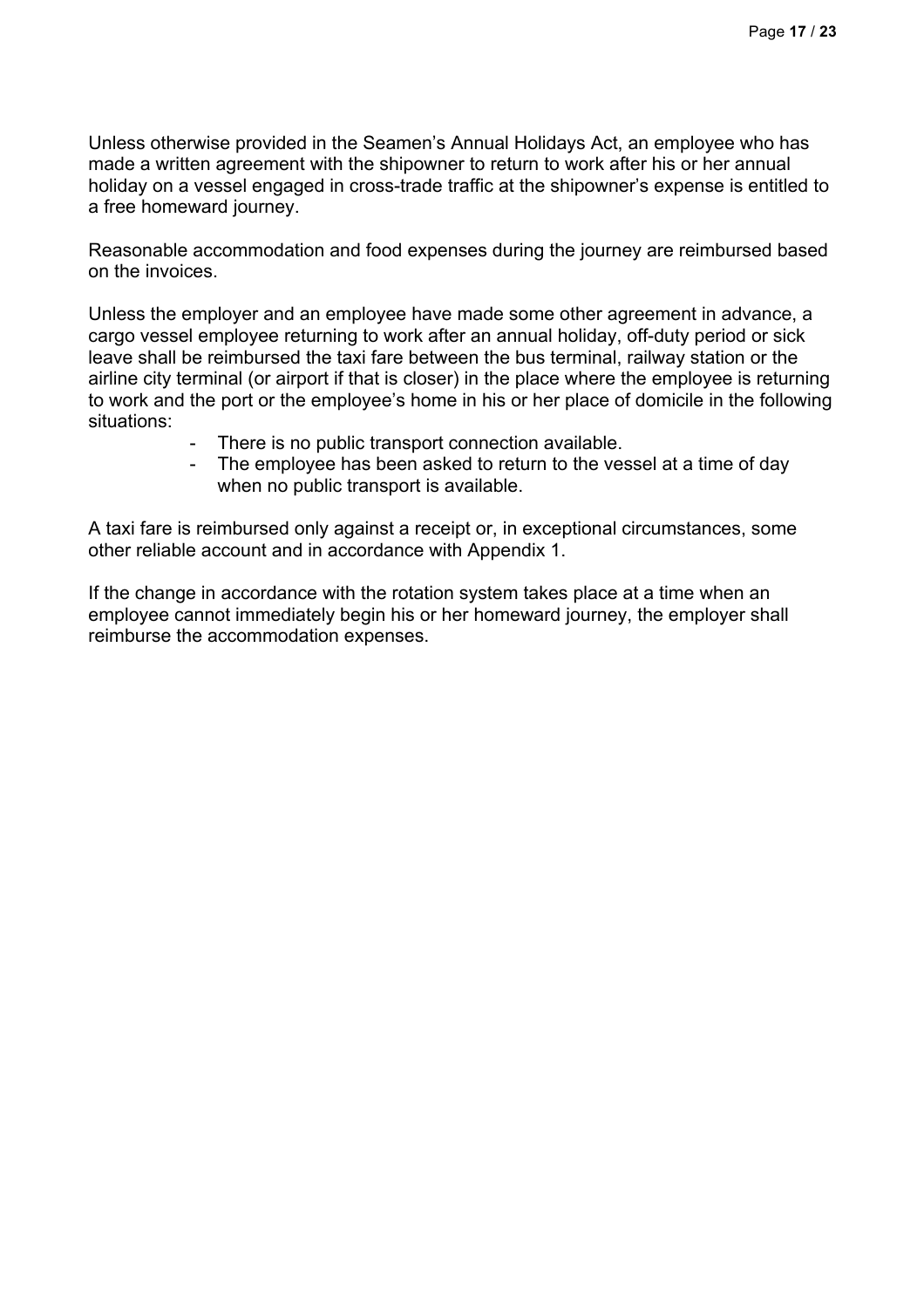Unless otherwise provided in the Seamen's Annual Holidays Act, an employee who has made a written agreement with the shipowner to return to work after his or her annual holiday on a vessel engaged in cross-trade traffic at the shipowner's expense is entitled to a free homeward journey.

Reasonable accommodation and food expenses during the journey are reimbursed based on the invoices.

Unless the employer and an employee have made some other agreement in advance, a cargo vessel employee returning to work after an annual holiday, off-duty period or sick leave shall be reimbursed the taxi fare between the bus terminal, railway station or the airline city terminal (or airport if that is closer) in the place where the employee is returning to work and the port or the employee's home in his or her place of domicile in the following situations:

- There is no public transport connection available.
- The employee has been asked to return to the vessel at a time of day when no public transport is available.

A taxi fare is reimbursed only against a receipt or, in exceptional circumstances, some other reliable account and in accordance with Appendix 1.

If the change in accordance with the rotation system takes place at a time when an employee cannot immediately begin his or her homeward journey, the employer shall reimburse the accommodation expenses.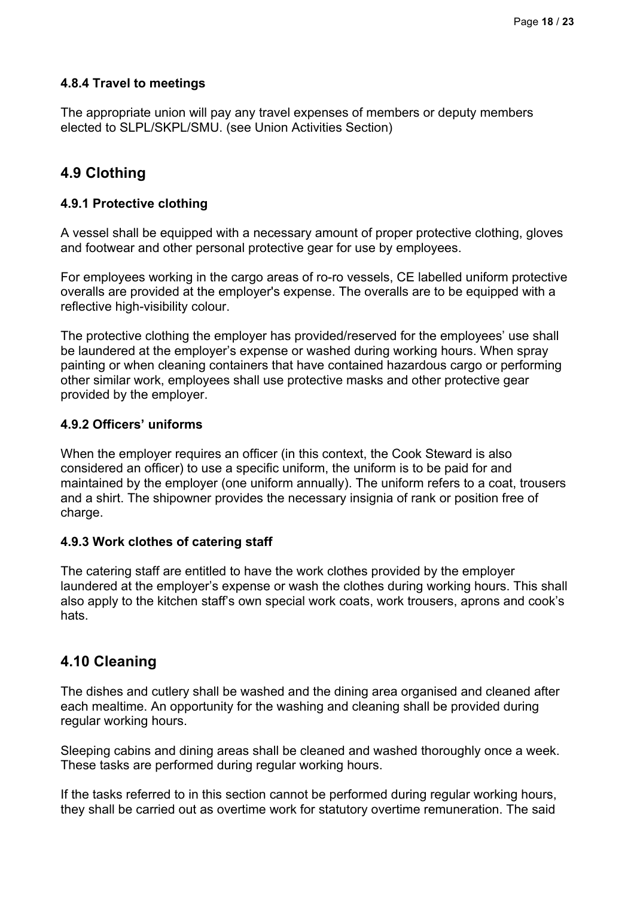#### 4.8.4 Travel to meetings

The appropriate union will pay any travel expenses of members or deputy members elected to SLPL/SKPL/SMU. (see Union Activities Section)

### 4.9 Clothing

#### 4.9.1 Protective clothing

A vessel shall be equipped with a necessary amount of proper protective clothing, gloves and footwear and other personal protective gear for use by employees.

For employees working in the cargo areas of ro-ro vessels, CE labelled uniform protective overalls are provided at the employer's expense. The overalls are to be equipped with a reflective high-visibility colour.

The protective clothing the employer has provided/reserved for the employees' use shall be laundered at the employer's expense or washed during working hours. When spray painting or when cleaning containers that have contained hazardous cargo or performing other similar work, employees shall use protective masks and other protective gear provided by the employer.

#### 4.9.2 Officers' uniforms

When the employer requires an officer (in this context, the Cook Steward is also considered an officer) to use a specific uniform, the uniform is to be paid for and maintained by the employer (one uniform annually). The uniform refers to a coat, trousers and a shirt. The shipowner provides the necessary insignia of rank or position free of charge.

#### 4.9.3 Work clothes of catering staff

The catering staff are entitled to have the work clothes provided by the employer laundered at the employer's expense or wash the clothes during working hours. This shall also apply to the kitchen staff's own special work coats, work trousers, aprons and cook's hats.

### 4.10 Cleaning

The dishes and cutlery shall be washed and the dining area organised and cleaned after each mealtime. An opportunity for the washing and cleaning shall be provided during regular working hours.

Sleeping cabins and dining areas shall be cleaned and washed thoroughly once a week. These tasks are performed during regular working hours.

If the tasks referred to in this section cannot be performed during regular working hours, they shall be carried out as overtime work for statutory overtime remuneration. The said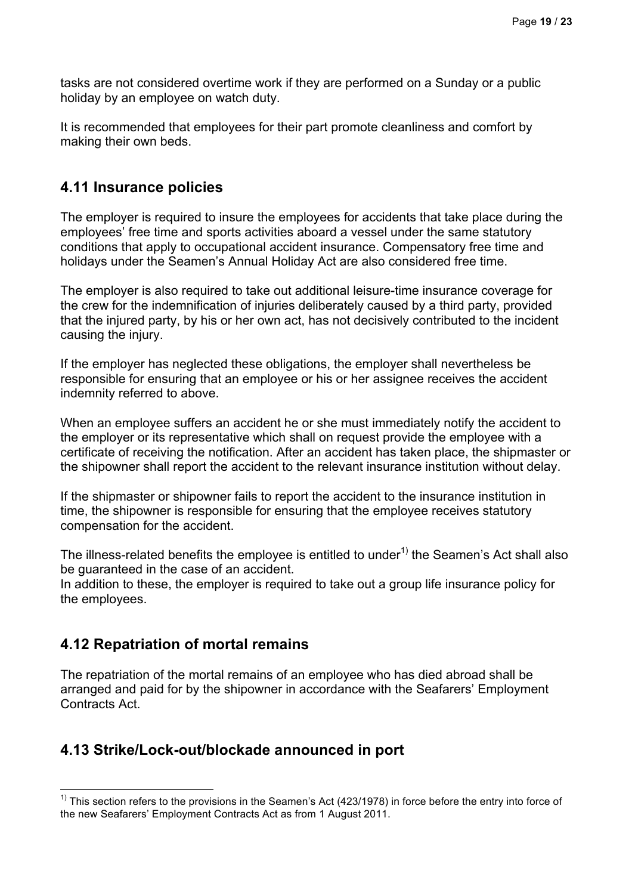tasks are not considered overtime work if they are performed on a Sunday or a public holiday by an employee on watch duty.

It is recommended that employees for their part promote cleanliness and comfort by making their own beds.

## 4.11 Insurance policies

The employer is required to insure the employees for accidents that take place during the employees' free time and sports activities aboard a vessel under the same statutory conditions that apply to occupational accident insurance. Compensatory free time and holidays under the Seamen's Annual Holiday Act are also considered free time.

The employer is also required to take out additional leisure-time insurance coverage for the crew for the indemnification of injuries deliberately caused by a third party, provided that the injured party, by his or her own act, has not decisively contributed to the incident causing the injury.

If the employer has neglected these obligations, the employer shall nevertheless be responsible for ensuring that an employee or his or her assignee receives the accident indemnity referred to above.

When an employee suffers an accident he or she must immediately notify the accident to the employer or its representative which shall on request provide the employee with a certificate of receiving the notification. After an accident has taken place, the shipmaster or the shipowner shall report the accident to the relevant insurance institution without delay.

If the shipmaster or shipowner fails to report the accident to the insurance institution in time, the shipowner is responsible for ensuring that the employee receives statutory compensation for the accident.

The illness-related benefits the employee is entitled to under[1)] the Seamen's Act shall also be guaranteed in the case of an accident.
In addition to these, the employer is required to take out a group life insurance policy for the employees.

## 4.12 Repatriation of mortal remains

The repatriation of the mortal remains of an employee who has died abroad shall be arranged and paid for by the shipowner in accordance with the Seafarers' Employment Contracts Act.

## 4.13 Strike/Lock-out/blockade announced in port

[1)] This section refers to the provisions in the Seamen's Act (423/1978) in force before the entry into force of the new Seafarers' Employment Contracts Act as from 1 August 2011.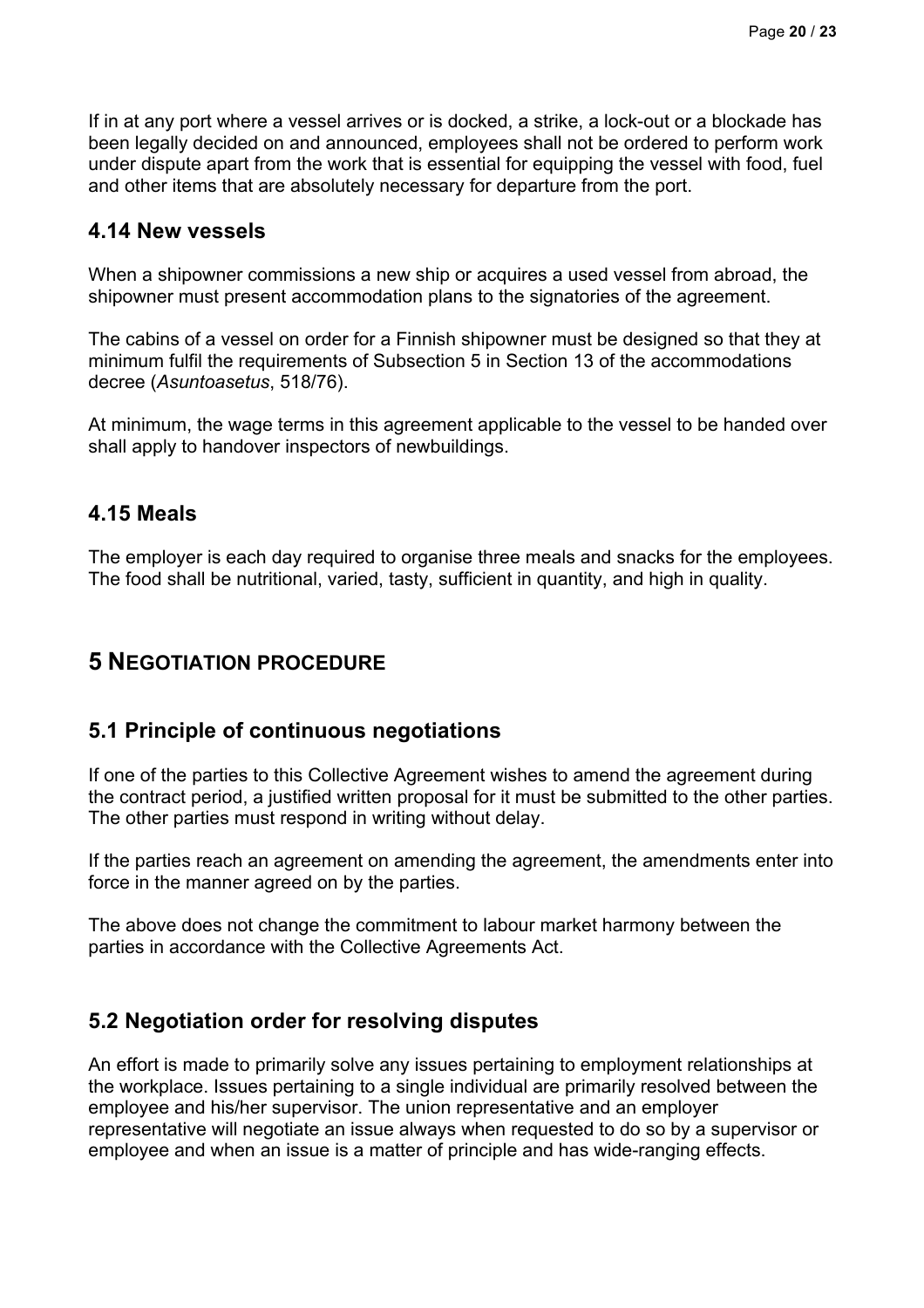If in at any port where a vessel arrives or is docked, a strike, a lock-out or a blockade has been legally decided on and announced, employees shall not be ordered to perform work under dispute apart from the work that is essential for equipping the vessel with food, fuel and other items that are absolutely necessary for departure from the port.

### 4.14 New vessels

When a shipowner commissions a new ship or acquires a used vessel from abroad, the shipowner must present accommodation plans to the signatories of the agreement.

The cabins of a vessel on order for a Finnish shipowner must be designed so that they at minimum fulfil the requirements of Subsection 5 in Section 13 of the accommodations decree (*Asuntoasetus*, 518/76).

At minimum, the wage terms in this agreement applicable to the vessel to be handed over shall apply to handover inspectors of newbuildings.

### 4.15 Meals

The employer is each day required to organise three meals and snacks for the employees. The food shall be nutritional, varied, tasty, sufficient in quantity, and high in quality.

## 5 NEGOTIATION PROCEDURE

### 5.1 Principle of continuous negotiations

If one of the parties to this Collective Agreement wishes to amend the agreement during the contract period, a justified written proposal for it must be submitted to the other parties. The other parties must respond in writing without delay.

If the parties reach an agreement on amending the agreement, the amendments enter into force in the manner agreed on by the parties.

The above does not change the commitment to labour market harmony between the parties in accordance with the Collective Agreements Act.

### 5.2 Negotiation order for resolving disputes

An effort is made to primarily solve any issues pertaining to employment relationships at the workplace. Issues pertaining to a single individual are primarily resolved between the employee and his/her supervisor. The union representative and an employer representative will negotiate an issue always when requested to do so by a supervisor or employee and when an issue is a matter of principle and has wide-ranging effects.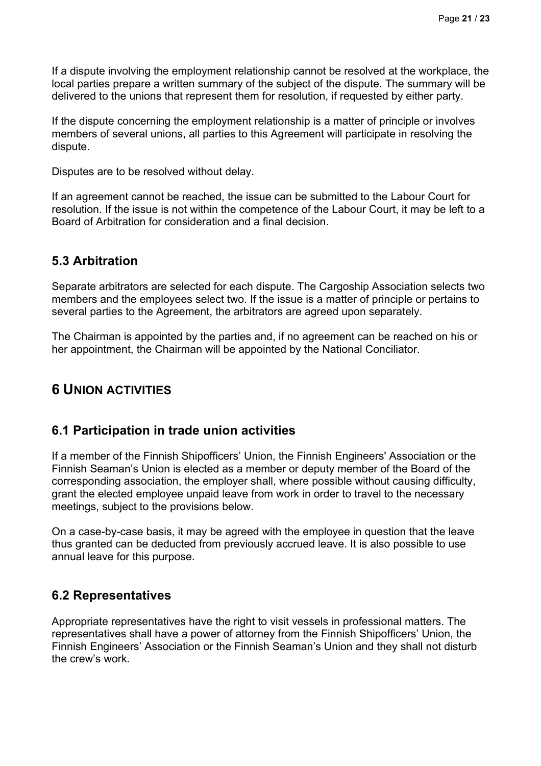If a dispute involving the employment relationship cannot be resolved at the workplace, the local parties prepare a written summary of the subject of the dispute. The summary will be delivered to the unions that represent them for resolution, if requested by either party.

If the dispute concerning the employment relationship is a matter of principle or involves members of several unions, all parties to this Agreement will participate in resolving the dispute.

Disputes are to be resolved without delay.

If an agreement cannot be reached, the issue can be submitted to the Labour Court for resolution. If the issue is not within the competence of the Labour Court, it may be left to a Board of Arbitration for consideration and a final decision.

## 5.3 Arbitration

Separate arbitrators are selected for each dispute. The Cargoship Association selects two members and the employees select two. If the issue is a matter of principle or pertains to several parties to the Agreement, the arbitrators are agreed upon separately.

The Chairman is appointed by the parties and, if no agreement can be reached on his or her appointment, the Chairman will be appointed by the National Conciliator.

# 6 UNION ACTIVITIES

## 6.1 Participation in trade union activities

If a member of the Finnish Shipofficers' Union, the Finnish Engineers' Association or the Finnish Seaman's Union is elected as a member or deputy member of the Board of the corresponding association, the employer shall, where possible without causing difficulty, grant the elected employee unpaid leave from work in order to travel to the necessary meetings, subject to the provisions below.

On a case-by-case basis, it may be agreed with the employee in question that the leave thus granted can be deducted from previously accrued leave. It is also possible to use annual leave for this purpose.

## 6.2 Representatives

Appropriate representatives have the right to visit vessels in professional matters. The representatives shall have a power of attorney from the Finnish Shipofficers' Union, the Finnish Engineers' Association or the Finnish Seaman's Union and they shall not disturb the crew's work.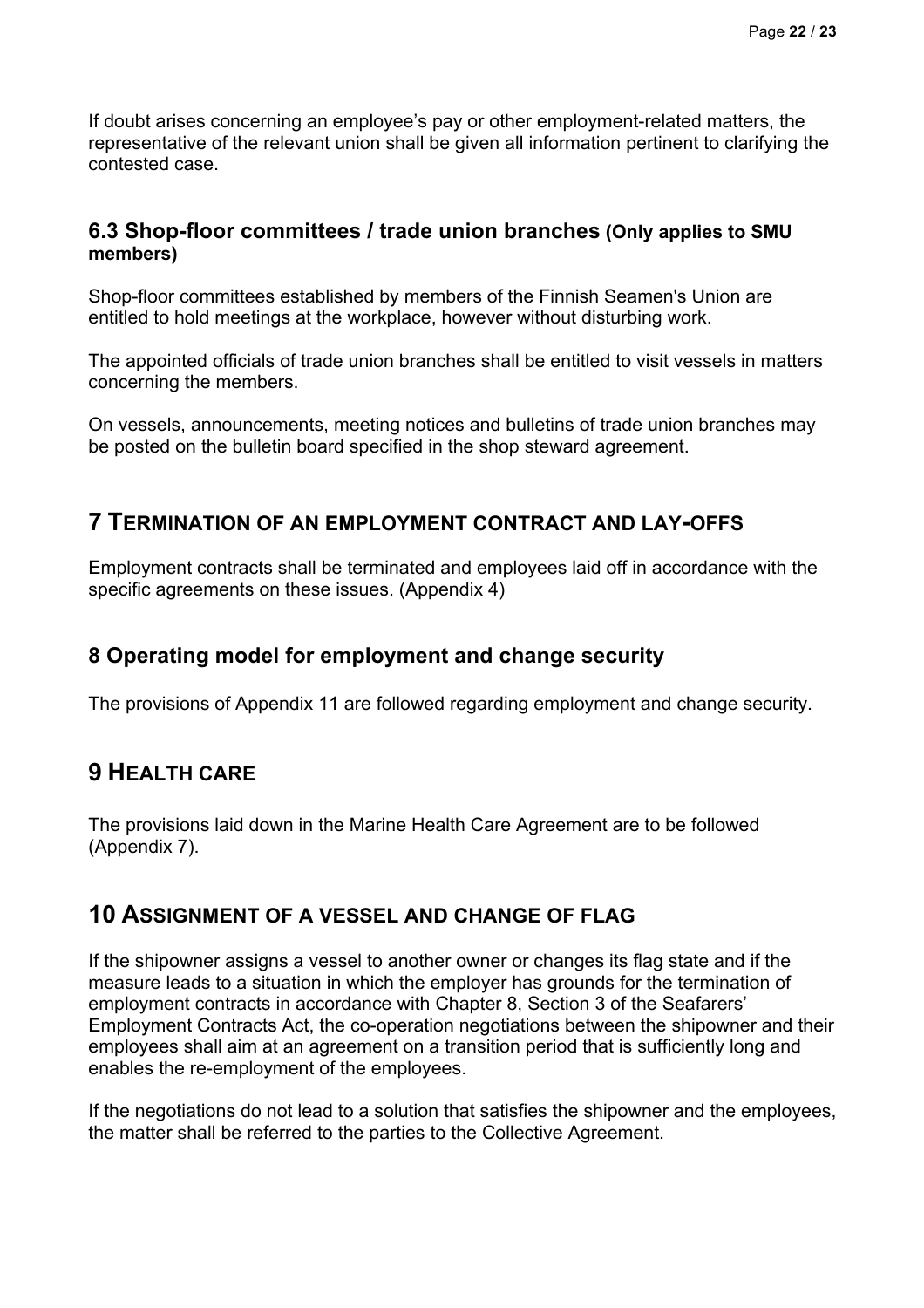If doubt arises concerning an employee's pay or other employment-related matters, the representative of the relevant union shall be given all information pertinent to clarifying the contested case.

### 6.3 Shop-floor committees / trade union branches (Only applies to SMU members)

Shop-floor committees established by members of the Finnish Seamen's Union are entitled to hold meetings at the workplace, however without disturbing work.

The appointed officials of trade union branches shall be entitled to visit vessels in matters concerning the members.

On vessels, announcements, meeting notices and bulletins of trade union branches may be posted on the bulletin board specified in the shop steward agreement.

## 7 Termination of an employment contract and lay-offs

Employment contracts shall be terminated and employees laid off in accordance with the specific agreements on these issues. (Appendix 4)

### 8 Operating model for employment and change security

The provisions of Appendix 11 are followed regarding employment and change security.

## 9 Health care

The provisions laid down in the Marine Health Care Agreement are to be followed (Appendix 7).

## 10 Assignment of a vessel and change of flag

If the shipowner assigns a vessel to another owner or changes its flag state and if the measure leads to a situation in which the employer has grounds for the termination of employment contracts in accordance with Chapter 8, Section 3 of the Seafarers' Employment Contracts Act, the co-operation negotiations between the shipowner and their employees shall aim at an agreement on a transition period that is sufficiently long and enables the re-employment of the employees.

If the negotiations do not lead to a solution that satisfies the shipowner and the employees, the matter shall be referred to the parties to the Collective Agreement.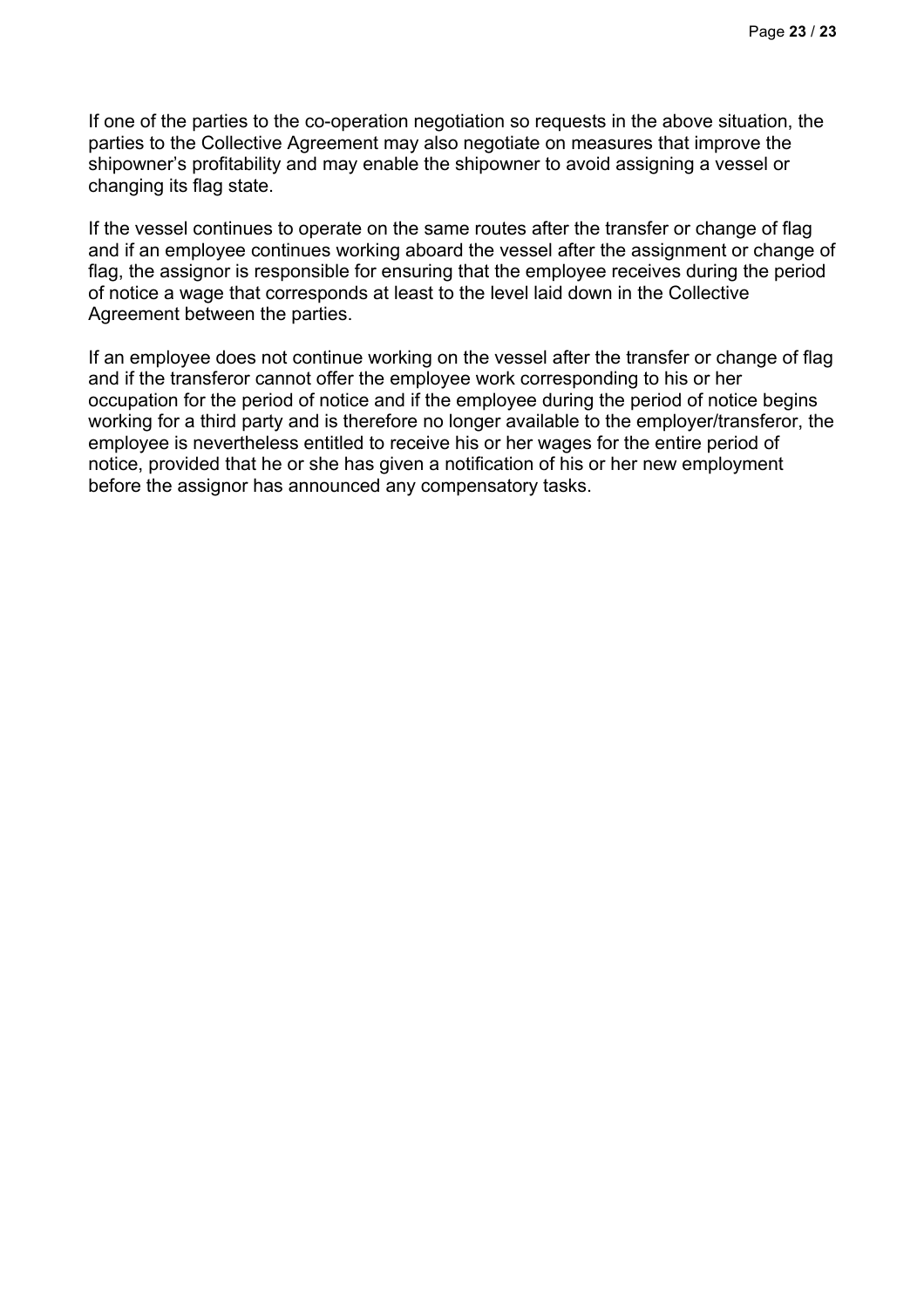If one of the parties to the co-operation negotiation so requests in the above situation, the parties to the Collective Agreement may also negotiate on measures that improve the shipowner's profitability and may enable the shipowner to avoid assigning a vessel or changing its flag state.

If the vessel continues to operate on the same routes after the transfer or change of flag and if an employee continues working aboard the vessel after the assignment or change of flag, the assignor is responsible for ensuring that the employee receives during the period of notice a wage that corresponds at least to the level laid down in the Collective Agreement between the parties.

If an employee does not continue working on the vessel after the transfer or change of flag and if the transferor cannot offer the employee work corresponding to his or her occupation for the period of notice and if the employee during the period of notice begins working for a third party and is therefore no longer available to the employer/transferor, the employee is nevertheless entitled to receive his or her wages for the entire period of notice, provided that he or she has given a notification of his or her new employment before the assignor has announced any compensatory tasks.